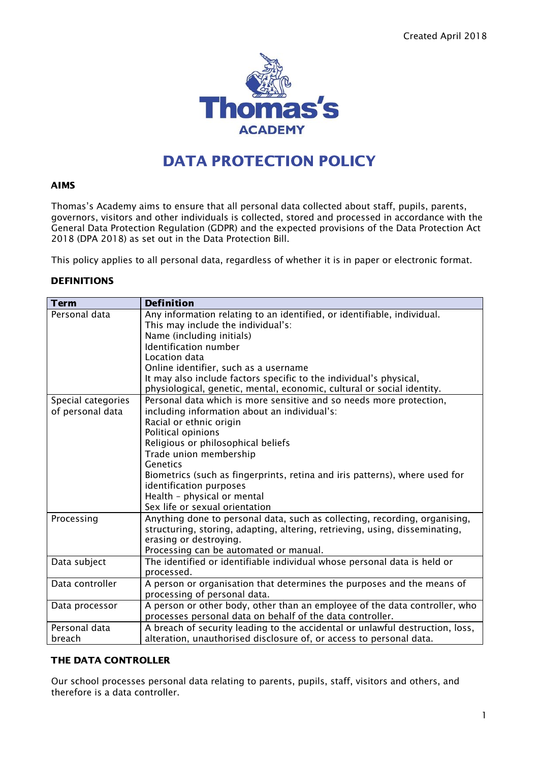Created April 2018

Thomas's
ACADEMY

# DATA PROTECTION POLICY

## AIMS

Thomas's Academy aims to ensure that all personal data collected about staff, pupils, parents, governors, visitors and other individuals is collected, stored and processed in accordance with the General Data Protection Regulation (GDPR) and the expected provisions of the Data Protection Act 2018 (DPA 2018) as set out in the Data Protection Bill.

This policy applies to all personal data, regardless of whether it is in paper or electronic format.

## DEFINITIONS

| Term | Definition |
|---|---|
| Personal data | Any information relating to an identified, or identifiable, individual.<br>This may include the individual's:<br>Name (including initials)<br>Identification number<br>Location data<br>Online identifier, such as a username<br>It may also include factors specific to the individual's physical, physiological, genetic, mental, economic, cultural or social identity. |
| Special categories of personal data | Personal data which is more sensitive and so needs more protection, including information about an individual's:<br>Racial or ethnic origin<br>Political opinions<br>Religious or philosophical beliefs<br>Trade union membership<br>Genetics<br>Biometrics (such as fingerprints, retina and iris patterns), where used for identification purposes<br>Health – physical or mental<br>Sex life or sexual orientation |
| Processing | Anything done to personal data, such as collecting, recording, organising, structuring, storing, adapting, altering, retrieving, using, disseminating, erasing or destroying.<br>Processing can be automated or manual. |
| Data subject | The identified or identifiable individual whose personal data is held or processed. |
| Data controller | A person or organisation that determines the purposes and the means of processing of personal data. |
| Data processor | A person or other body, other than an employee of the data controller, who processes personal data on behalf of the data controller. |
| Personal data breach | A breach of security leading to the accidental or unlawful destruction, loss, alteration, unauthorised disclosure of, or access to personal data. |

## THE DATA CONTROLLER

Our school processes personal data relating to parents, pupils, staff, visitors and others, and therefore is a data controller.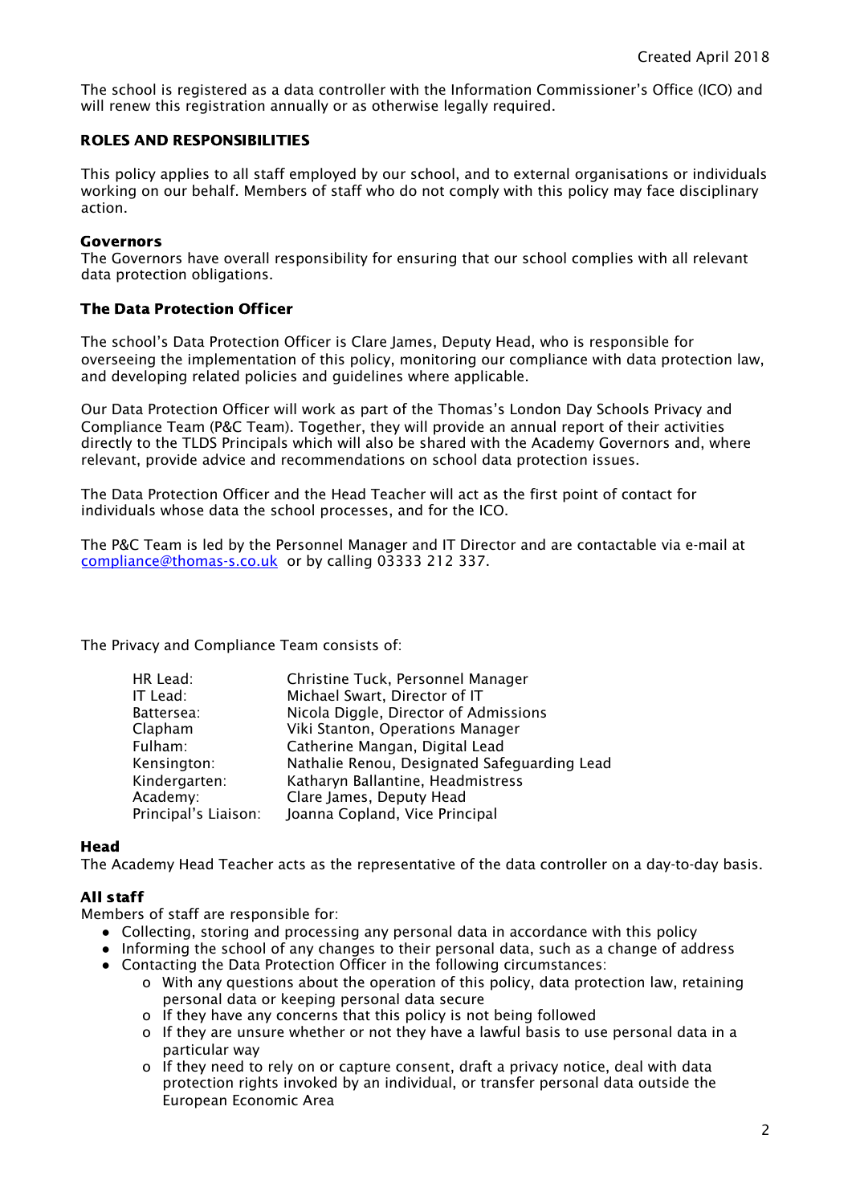The school is registered as a data controller with the Information Commissioner's Office (ICO) and will renew this registration annually or as otherwise legally required.

## ROLES AND RESPONSIBILITIES

This policy applies to all staff employed by our school, and to external organisations or individuals working on our behalf. Members of staff who do not comply with this policy may face disciplinary action.

### Governors

The Governors have overall responsibility for ensuring that our school complies with all relevant data protection obligations.

### The Data Protection Officer

The school's Data Protection Officer is Clare James, Deputy Head, who is responsible for overseeing the implementation of this policy, monitoring our compliance with data protection law, and developing related policies and guidelines where applicable.

Our Data Protection Officer will work as part of the Thomas's London Day Schools Privacy and Compliance Team (P&C Team). Together, they will provide an annual report of their activities directly to the TLDS Principals which will also be shared with the Academy Governors and, where relevant, provide advice and recommendations on school data protection issues.

The Data Protection Officer and the Head Teacher will act as the first point of contact for individuals whose data the school processes, and for the ICO.

The P&C Team is led by the Personnel Manager and IT Director and are contactable via e-mail at compliance@thomas-s.co.uk or by calling 03333 212 337.

The Privacy and Compliance Team consists of:

| | |
|---|---|
| HR Lead: | Christine Tuck, Personnel Manager |
| IT Lead: | Michael Swart, Director of IT |
| Battersea: | Nicola Diggle, Director of Admissions |
| Clapham | Viki Stanton, Operations Manager |
| Fulham: | Catherine Mangan, Digital Lead |
| Kensington: | Nathalie Renou, Designated Safeguarding Lead |
| Kindergarten: | Katharyn Ballantine, Headmistress |
| Academy: | Clare James, Deputy Head |
| Principal's Liaison: | Joanna Copland, Vice Principal |

### Head

The Academy Head Teacher acts as the representative of the data controller on a day-to-day basis.

### All staff

Members of staff are responsible for:

- Collecting, storing and processing any personal data in accordance with this policy
- Informing the school of any changes to their personal data, such as a change of address
- Contacting the Data Protection Officer in the following circumstances:
  - With any questions about the operation of this policy, data protection law, retaining personal data or keeping personal data secure
  - If they have any concerns that this policy is not being followed
  - If they are unsure whether or not they have a lawful basis to use personal data in a particular way
  - If they need to rely on or capture consent, draft a privacy notice, deal with data protection rights invoked by an individual, or transfer personal data outside the European Economic Area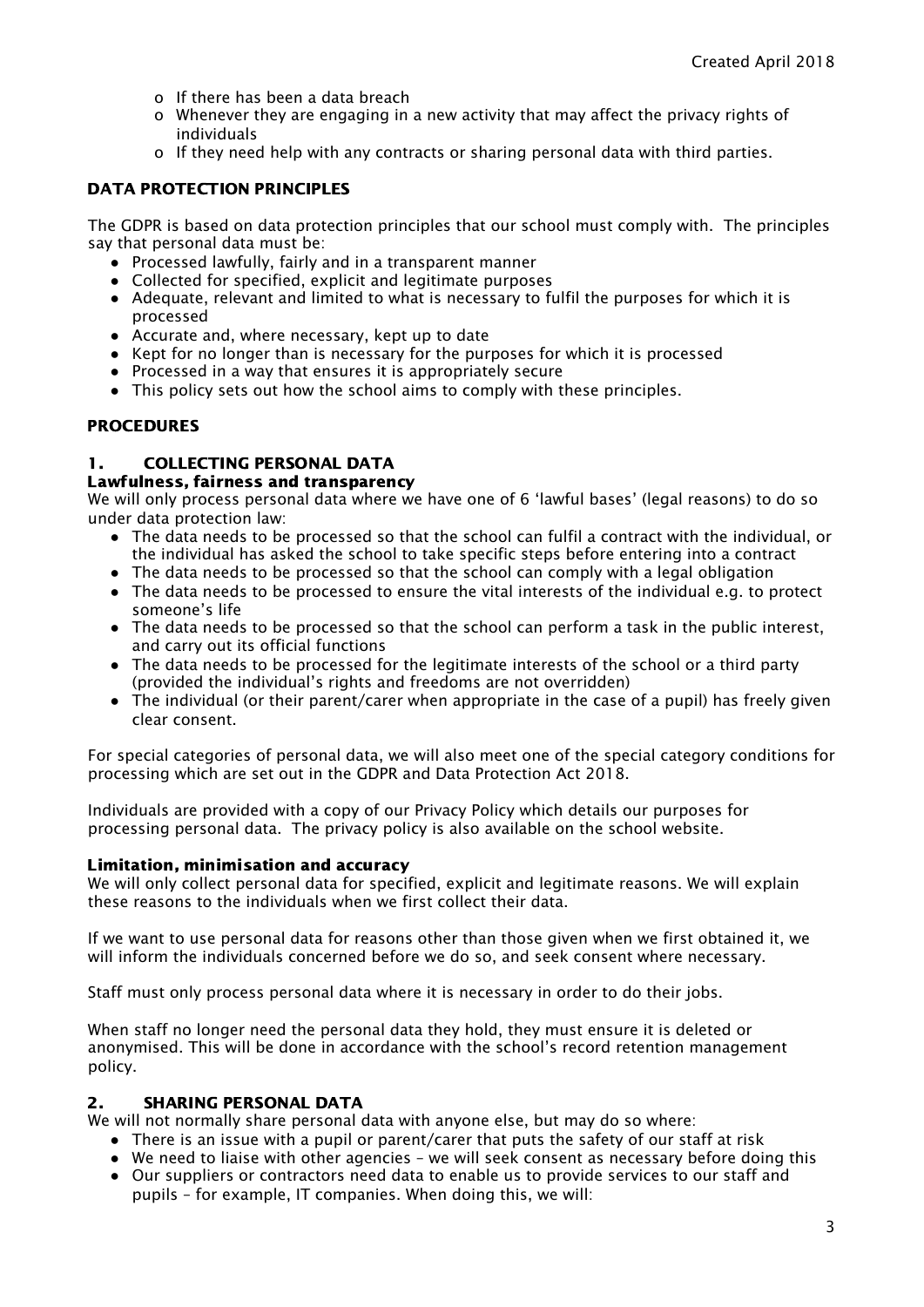- o If there has been a data breach
- o Whenever they are engaging in a new activity that may affect the privacy rights of individuals
- o If they need help with any contracts or sharing personal data with third parties.

## DATA PROTECTION PRINCIPLES

The GDPR is based on data protection principles that our school must comply with. The principles say that personal data must be:

- Processed lawfully, fairly and in a transparent manner
- Collected for specified, explicit and legitimate purposes
- Adequate, relevant and limited to what is necessary to fulfil the purposes for which it is processed
- Accurate and, where necessary, kept up to date
- Kept for no longer than is necessary for the purposes for which it is processed
- Processed in a way that ensures it is appropriately secure
- This policy sets out how the school aims to comply with these principles.

## PROCEDURES

### 1. COLLECTING PERSONAL DATA

#### Lawfulness, fairness and transparency

We will only process personal data where we have one of 6 'lawful bases' (legal reasons) to do so under data protection law:

- The data needs to be processed so that the school can fulfil a contract with the individual, or the individual has asked the school to take specific steps before entering into a contract
- The data needs to be processed so that the school can comply with a legal obligation
- The data needs to be processed to ensure the vital interests of the individual e.g. to protect someone's life
- The data needs to be processed so that the school can perform a task in the public interest, and carry out its official functions
- The data needs to be processed for the legitimate interests of the school or a third party (provided the individual's rights and freedoms are not overridden)
- The individual (or their parent/carer when appropriate in the case of a pupil) has freely given clear consent.

For special categories of personal data, we will also meet one of the special category conditions for processing which are set out in the GDPR and Data Protection Act 2018.

Individuals are provided with a copy of our Privacy Policy which details our purposes for processing personal data. The privacy policy is also available on the school website.

#### Limitation, minimisation and accuracy

We will only collect personal data for specified, explicit and legitimate reasons. We will explain these reasons to the individuals when we first collect their data.

If we want to use personal data for reasons other than those given when we first obtained it, we will inform the individuals concerned before we do so, and seek consent where necessary.

Staff must only process personal data where it is necessary in order to do their jobs.

When staff no longer need the personal data they hold, they must ensure it is deleted or anonymised. This will be done in accordance with the school's record retention management policy.

### 2. SHARING PERSONAL DATA

We will not normally share personal data with anyone else, but may do so where:

- There is an issue with a pupil or parent/carer that puts the safety of our staff at risk
- We need to liaise with other agencies – we will seek consent as necessary before doing this
- Our suppliers or contractors need data to enable us to provide services to our staff and pupils – for example, IT companies. When doing this, we will: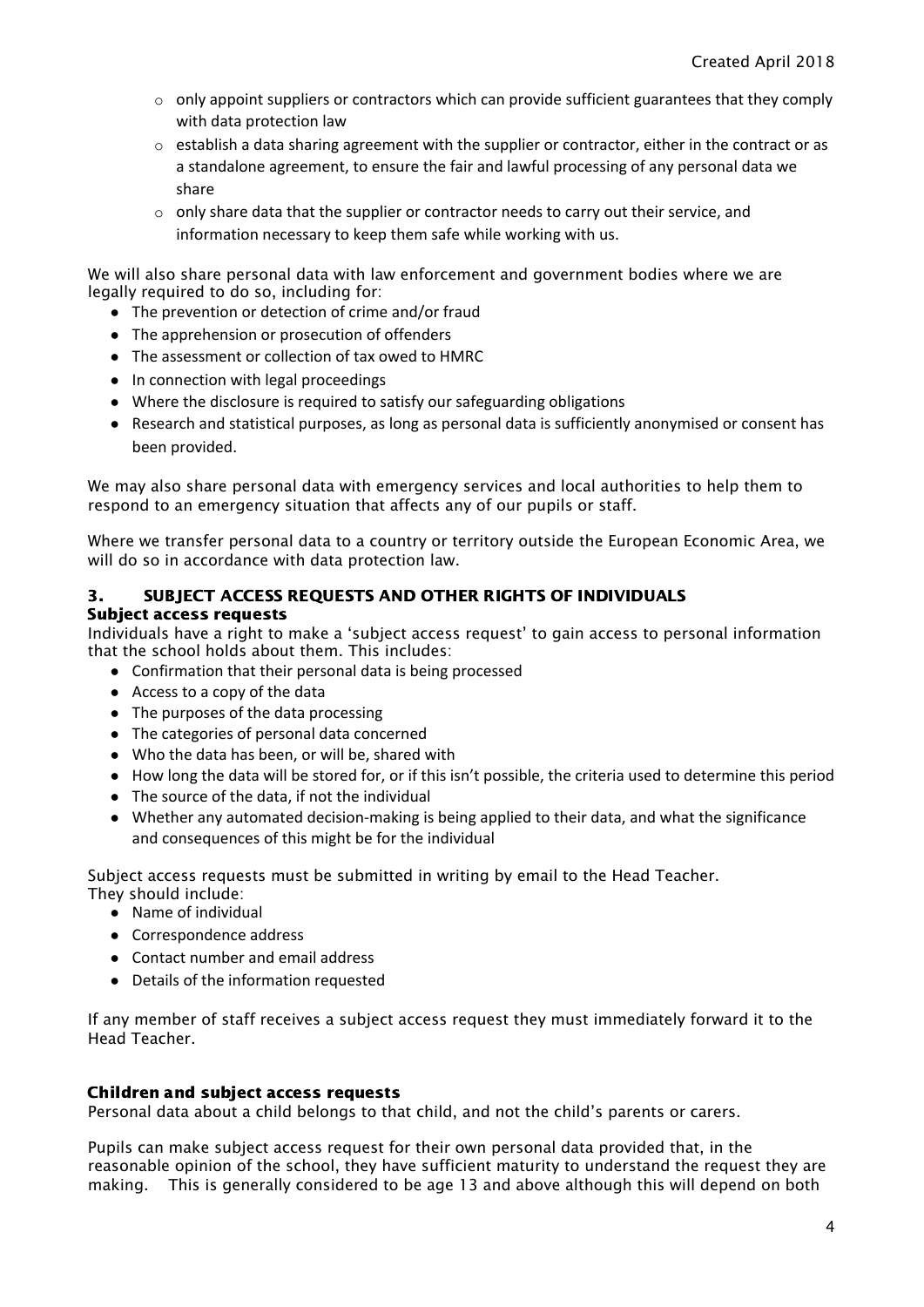- only appoint suppliers or contractors which can provide sufficient guarantees that they comply with data protection law
- establish a data sharing agreement with the supplier or contractor, either in the contract or as a standalone agreement, to ensure the fair and lawful processing of any personal data we share
- only share data that the supplier or contractor needs to carry out their service, and information necessary to keep them safe while working with us.

We will also share personal data with law enforcement and government bodies where we are legally required to do so, including for:

- The prevention or detection of crime and/or fraud
- The apprehension or prosecution of offenders
- The assessment or collection of tax owed to HMRC
- In connection with legal proceedings
- Where the disclosure is required to satisfy our safeguarding obligations
- Research and statistical purposes, as long as personal data is sufficiently anonymised or consent has been provided.

We may also share personal data with emergency services and local authorities to help them to respond to an emergency situation that affects any of our pupils or staff.

Where we transfer personal data to a country or territory outside the European Economic Area, we will do so in accordance with data protection law.

## 3. SUBJECT ACCESS REQUESTS AND OTHER RIGHTS OF INDIVIDUALS

### Subject access requests

Individuals have a right to make a 'subject access request' to gain access to personal information that the school holds about them. This includes:

- Confirmation that their personal data is being processed
- Access to a copy of the data
- The purposes of the data processing
- The categories of personal data concerned
- Who the data has been, or will be, shared with
- How long the data will be stored for, or if this isn't possible, the criteria used to determine this period
- The source of the data, if not the individual
- Whether any automated decision-making is being applied to their data, and what the significance and consequences of this might be for the individual

Subject access requests must be submitted in writing by email to the Head Teacher.
They should include:

- Name of individual
- Correspondence address
- Contact number and email address
- Details of the information requested

If any member of staff receives a subject access request they must immediately forward it to the Head Teacher.

### Children and subject access requests

Personal data about a child belongs to that child, and not the child's parents or carers.

Pupils can make subject access request for their own personal data provided that, in the reasonable opinion of the school, they have sufficient maturity to understand the request they are making. This is generally considered to be age 13 and above although this will depend on both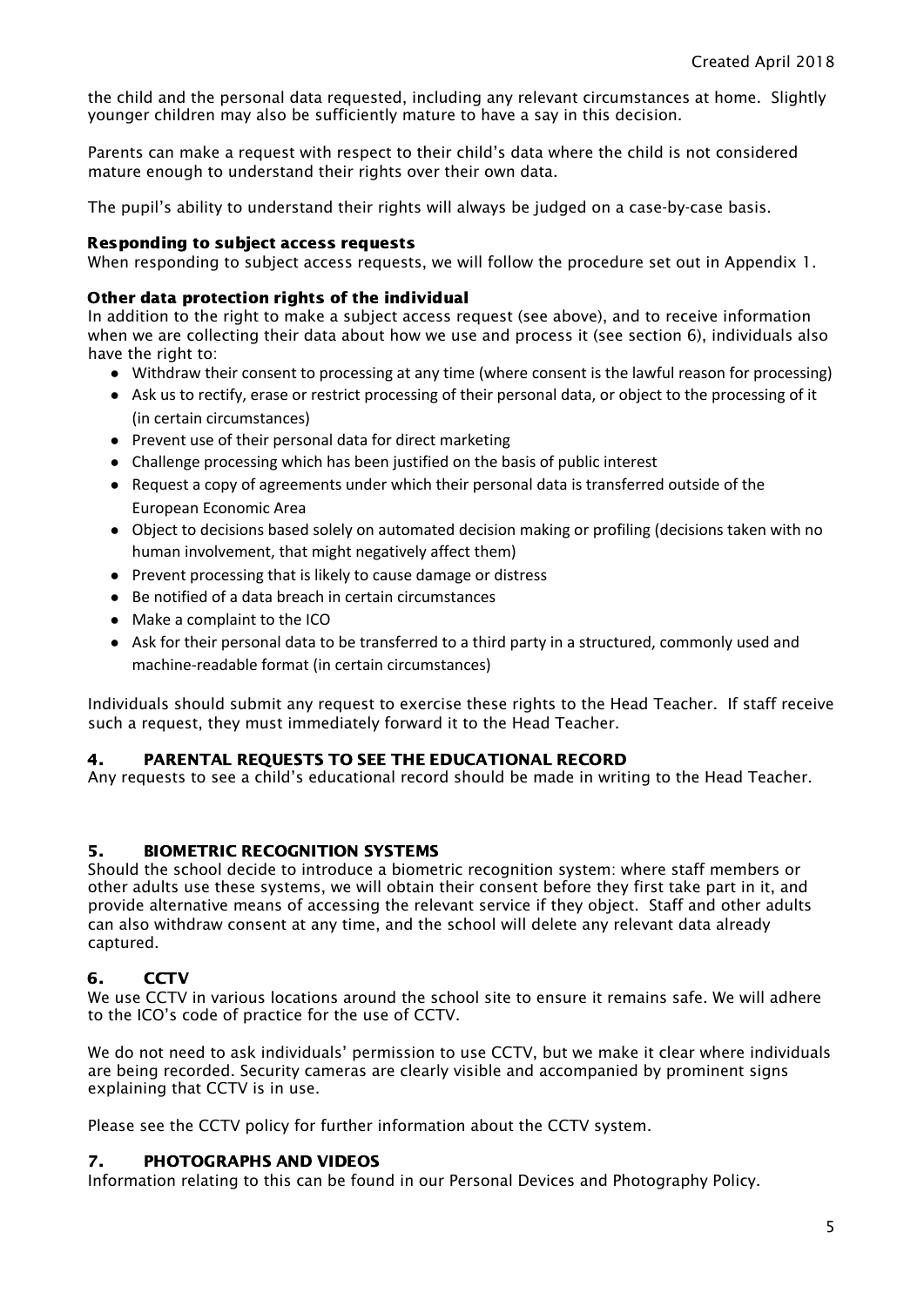the child and the personal data requested, including any relevant circumstances at home. Slightly younger children may also be sufficiently mature to have a say in this decision.

Parents can make a request with respect to their child's data where the child is not considered mature enough to understand their rights over their own data.

The pupil's ability to understand their rights will always be judged on a case-by-case basis.

### Responding to subject access requests

When responding to subject access requests, we will follow the procedure set out in Appendix 1.

### Other data protection rights of the individual

In addition to the right to make a subject access request (see above), and to receive information when we are collecting their data about how we use and process it (see section 6), individuals also have the right to:

- Withdraw their consent to processing at any time (where consent is the lawful reason for processing)
- Ask us to rectify, erase or restrict processing of their personal data, or object to the processing of it (in certain circumstances)
- Prevent use of their personal data for direct marketing
- Challenge processing which has been justified on the basis of public interest
- Request a copy of agreements under which their personal data is transferred outside of the European Economic Area
- Object to decisions based solely on automated decision making or profiling (decisions taken with no human involvement, that might negatively affect them)
- Prevent processing that is likely to cause damage or distress
- Be notified of a data breach in certain circumstances
- Make a complaint to the ICO
- Ask for their personal data to be transferred to a third party in a structured, commonly used and machine-readable format (in certain circumstances)

Individuals should submit any request to exercise these rights to the Head Teacher. If staff receive such a request, they must immediately forward it to the Head Teacher.

## 4. PARENTAL REQUESTS TO SEE THE EDUCATIONAL RECORD

Any requests to see a child's educational record should be made in writing to the Head Teacher.

## 5. BIOMETRIC RECOGNITION SYSTEMS

Should the school decide to introduce a biometric recognition system: where staff members or other adults use these systems, we will obtain their consent before they first take part in it, and provide alternative means of accessing the relevant service if they object. Staff and other adults can also withdraw consent at any time, and the school will delete any relevant data already captured.

## 6. CCTV

We use CCTV in various locations around the school site to ensure it remains safe. We will adhere to the ICO's code of practice for the use of CCTV.

We do not need to ask individuals' permission to use CCTV, but we make it clear where individuals are being recorded. Security cameras are clearly visible and accompanied by prominent signs explaining that CCTV is in use.

Please see the CCTV policy for further information about the CCTV system.

## 7. PHOTOGRAPHS AND VIDEOS

Information relating to this can be found in our Personal Devices and Photography Policy.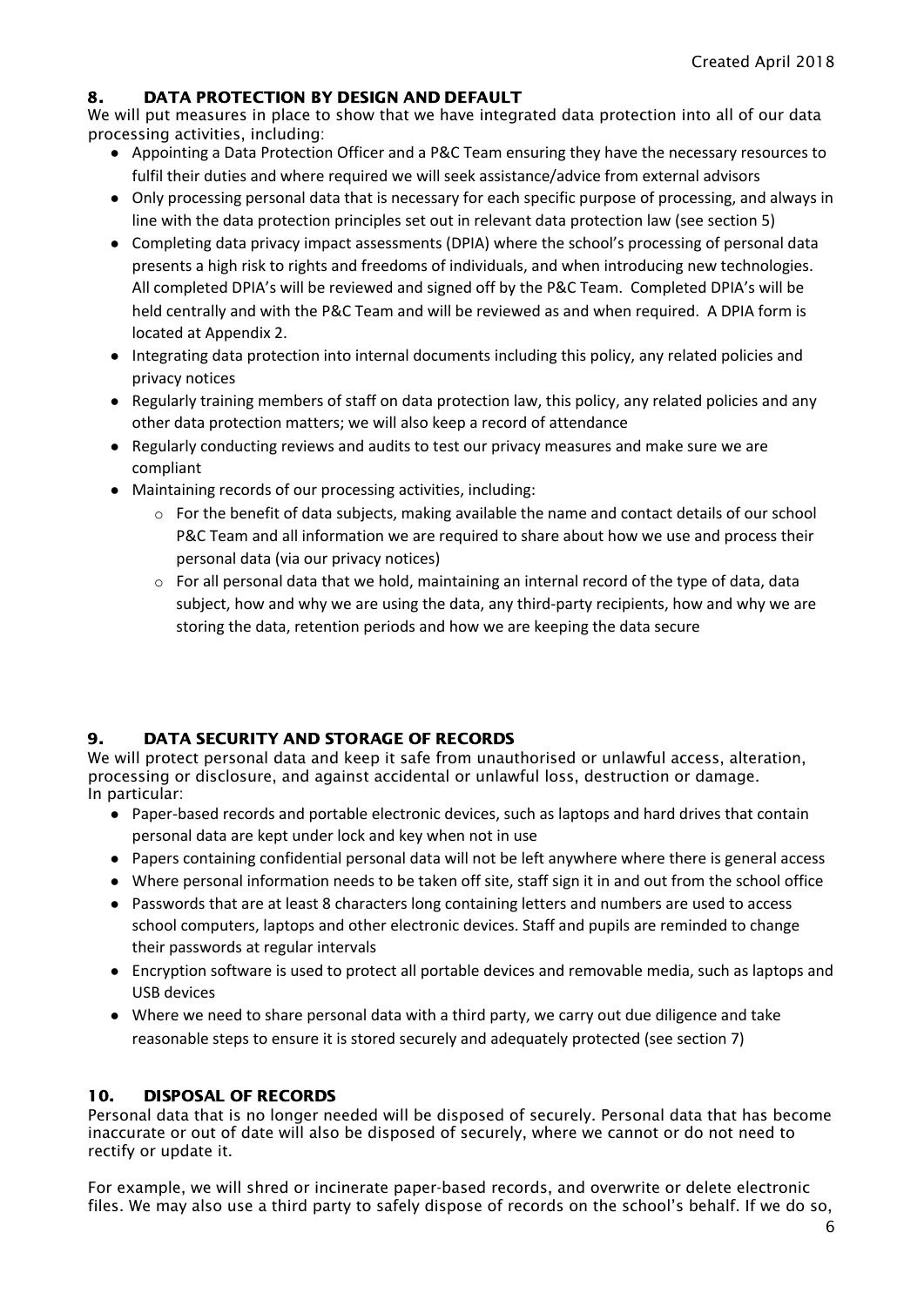## 8. DATA PROTECTION BY DESIGN AND DEFAULT

We will put measures in place to show that we have integrated data protection into all of our data processing activities, including:

- Appointing a Data Protection Officer and a P&C Team ensuring they have the necessary resources to fulfil their duties and where required we will seek assistance/advice from external advisors
- Only processing personal data that is necessary for each specific purpose of processing, and always in line with the data protection principles set out in relevant data protection law (see section 5)
- Completing data privacy impact assessments (DPIA) where the school's processing of personal data presents a high risk to rights and freedoms of individuals, and when introducing new technologies. All completed DPIA's will be reviewed and signed off by the P&C Team. Completed DPIA's will be held centrally and with the P&C Team and will be reviewed as and when required. A DPIA form is located at Appendix 2.
- Integrating data protection into internal documents including this policy, any related policies and privacy notices
- Regularly training members of staff on data protection law, this policy, any related policies and any other data protection matters; we will also keep a record of attendance
- Regularly conducting reviews and audits to test our privacy measures and make sure we are compliant
- Maintaining records of our processing activities, including:
  - For the benefit of data subjects, making available the name and contact details of our school P&C Team and all information we are required to share about how we use and process their personal data (via our privacy notices)
  - For all personal data that we hold, maintaining an internal record of the type of data, data subject, how and why we are using the data, any third-party recipients, how and why we are storing the data, retention periods and how we are keeping the data secure

## 9. DATA SECURITY AND STORAGE OF RECORDS

We will protect personal data and keep it safe from unauthorised or unlawful access, alteration, processing or disclosure, and against accidental or unlawful loss, destruction or damage.
In particular:

- Paper-based records and portable electronic devices, such as laptops and hard drives that contain personal data are kept under lock and key when not in use
- Papers containing confidential personal data will not be left anywhere where there is general access
- Where personal information needs to be taken off site, staff sign it in and out from the school office
- Passwords that are at least 8 characters long containing letters and numbers are used to access school computers, laptops and other electronic devices. Staff and pupils are reminded to change their passwords at regular intervals
- Encryption software is used to protect all portable devices and removable media, such as laptops and USB devices
- Where we need to share personal data with a third party, we carry out due diligence and take reasonable steps to ensure it is stored securely and adequately protected (see section 7)

## 10. DISPOSAL OF RECORDS

Personal data that is no longer needed will be disposed of securely. Personal data that has become inaccurate or out of date will also be disposed of securely, where we cannot or do not need to rectify or update it.

For example, we will shred or incinerate paper-based records, and overwrite or delete electronic files. We may also use a third party to safely dispose of records on the school's behalf. If we do so,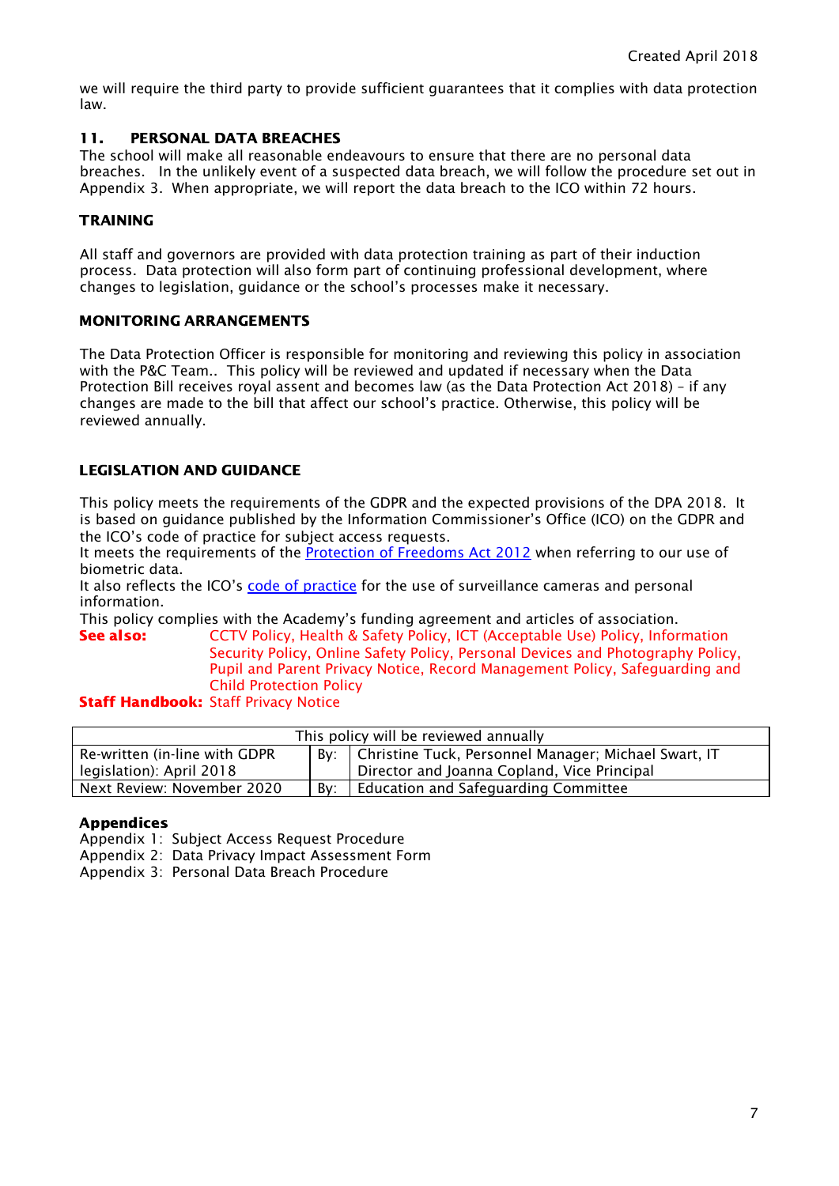we will require the third party to provide sufficient guarantees that it complies with data protection law.

## 11. PERSONAL DATA BREACHES

The school will make all reasonable endeavours to ensure that there are no personal data breaches. In the unlikely event of a suspected data breach, we will follow the procedure set out in Appendix 3. When appropriate, we will report the data breach to the ICO within 72 hours.

## TRAINING

All staff and governors are provided with data protection training as part of their induction process. Data protection will also form part of continuing professional development, where changes to legislation, guidance or the school's processes make it necessary.

## MONITORING ARRANGEMENTS

The Data Protection Officer is responsible for monitoring and reviewing this policy in association with the P&C Team.. This policy will be reviewed and updated if necessary when the Data Protection Bill receives royal assent and becomes law (as the Data Protection Act 2018) – if any changes are made to the bill that affect our school's practice. Otherwise, this policy will be reviewed annually.

## LEGISLATION AND GUIDANCE

This policy meets the requirements of the GDPR and the expected provisions of the DPA 2018. It is based on guidance published by the Information Commissioner's Office (ICO) on the GDPR and the ICO's code of practice for subject access requests.
It meets the requirements of the Protection of Freedoms Act 2012 when referring to our use of biometric data.
It also reflects the ICO's code of practice for the use of surveillance cameras and personal information.
This policy complies with the Academy's funding agreement and articles of association.

**See also:** CCTV Policy, Health & Safety Policy, ICT (Acceptable Use) Policy, Information Security Policy, Online Safety Policy, Personal Devices and Photography Policy, Pupil and Parent Privacy Notice, Record Management Policy, Safeguarding and Child Protection Policy

**Staff Handbook:** Staff Privacy Notice

| This policy will be reviewed annually | | |
|---|---|---|
| Re-written (in-line with GDPR legislation): April 2018 | By: | Christine Tuck, Personnel Manager; Michael Swart, IT Director and Joanna Copland, Vice Principal |
| Next Review: November 2020 | By: | Education and Safeguarding Committee |

**Appendices**

Appendix 1: Subject Access Request Procedure
Appendix 2: Data Privacy Impact Assessment Form
Appendix 3: Personal Data Breach Procedure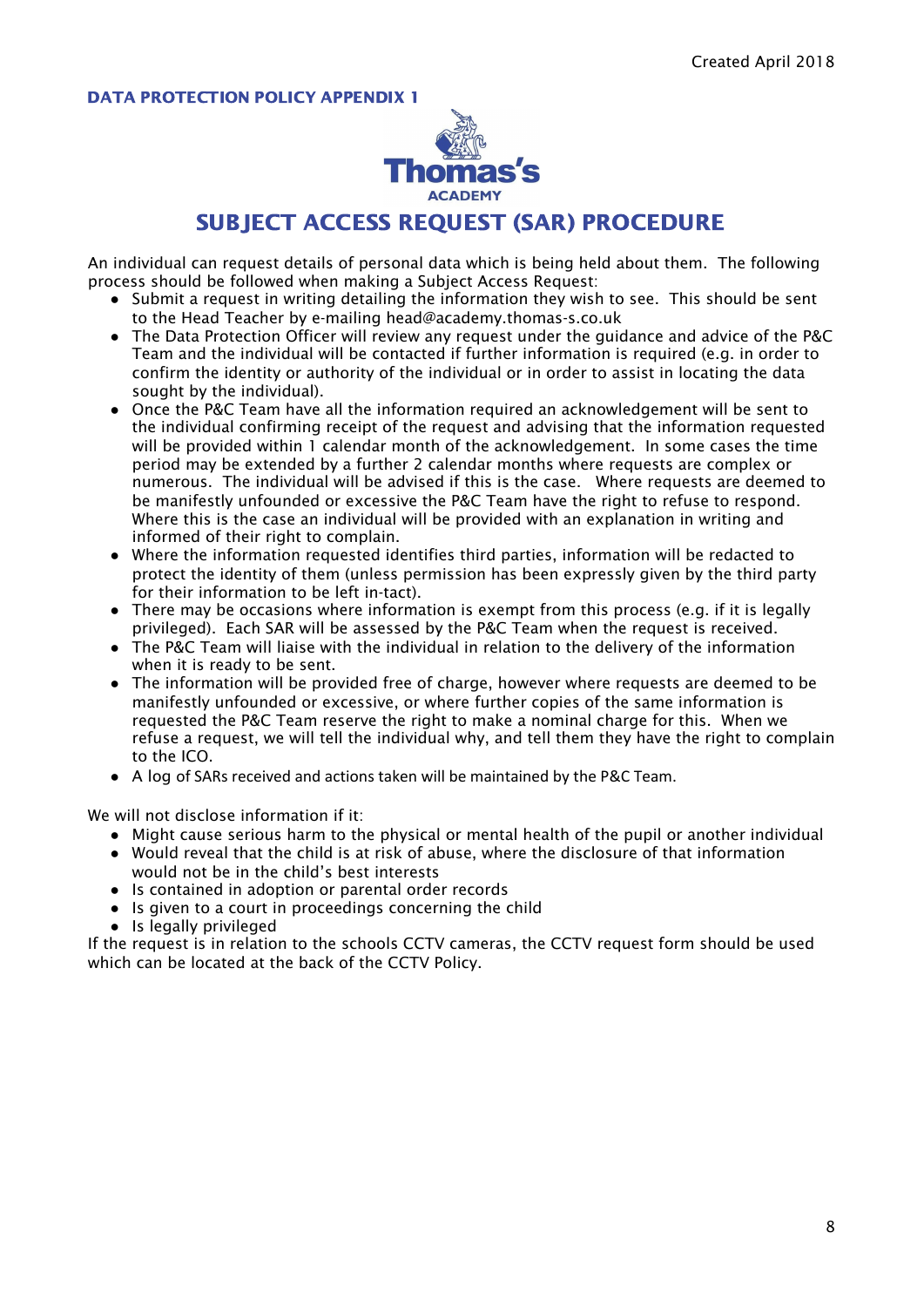Created April 2018

**DATA PROTECTION POLICY APPENDIX 1**

Thomas's
ACADEMY

# SUBJECT ACCESS REQUEST (SAR) PROCEDURE

An individual can request details of personal data which is being held about them. The following process should be followed when making a Subject Access Request:

- Submit a request in writing detailing the information they wish to see. This should be sent to the Head Teacher by e-mailing head@academy.thomas-s.co.uk
- The Data Protection Officer will review any request under the guidance and advice of the P&C Team and the individual will be contacted if further information is required (e.g. in order to confirm the identity or authority of the individual or in order to assist in locating the data sought by the individual).
- Once the P&C Team have all the information required an acknowledgement will be sent to the individual confirming receipt of the request and advising that the information requested will be provided within 1 calendar month of the acknowledgement. In some cases the time period may be extended by a further 2 calendar months where requests are complex or numerous. The individual will be advised if this is the case. Where requests are deemed to be manifestly unfounded or excessive the P&C Team have the right to refuse to respond. Where this is the case an individual will be provided with an explanation in writing and informed of their right to complain.
- Where the information requested identifies third parties, information will be redacted to protect the identity of them (unless permission has been expressly given by the third party for their information to be left in-tact).
- There may be occasions where information is exempt from this process (e.g. if it is legally privileged). Each SAR will be assessed by the P&C Team when the request is received.
- The P&C Team will liaise with the individual in relation to the delivery of the information when it is ready to be sent.
- The information will be provided free of charge, however where requests are deemed to be manifestly unfounded or excessive, or where further copies of the same information is requested the P&C Team reserve the right to make a nominal charge for this. When we refuse a request, we will tell the individual why, and tell them they have the right to complain to the ICO.
- A log of SARs received and actions taken will be maintained by the P&C Team.

We will not disclose information if it:

- Might cause serious harm to the physical or mental health of the pupil or another individual
- Would reveal that the child is at risk of abuse, where the disclosure of that information would not be in the child's best interests
- Is contained in adoption or parental order records
- Is given to a court in proceedings concerning the child
- Is legally privileged

If the request is in relation to the schools CCTV cameras, the CCTV request form should be used which can be located at the back of the CCTV Policy.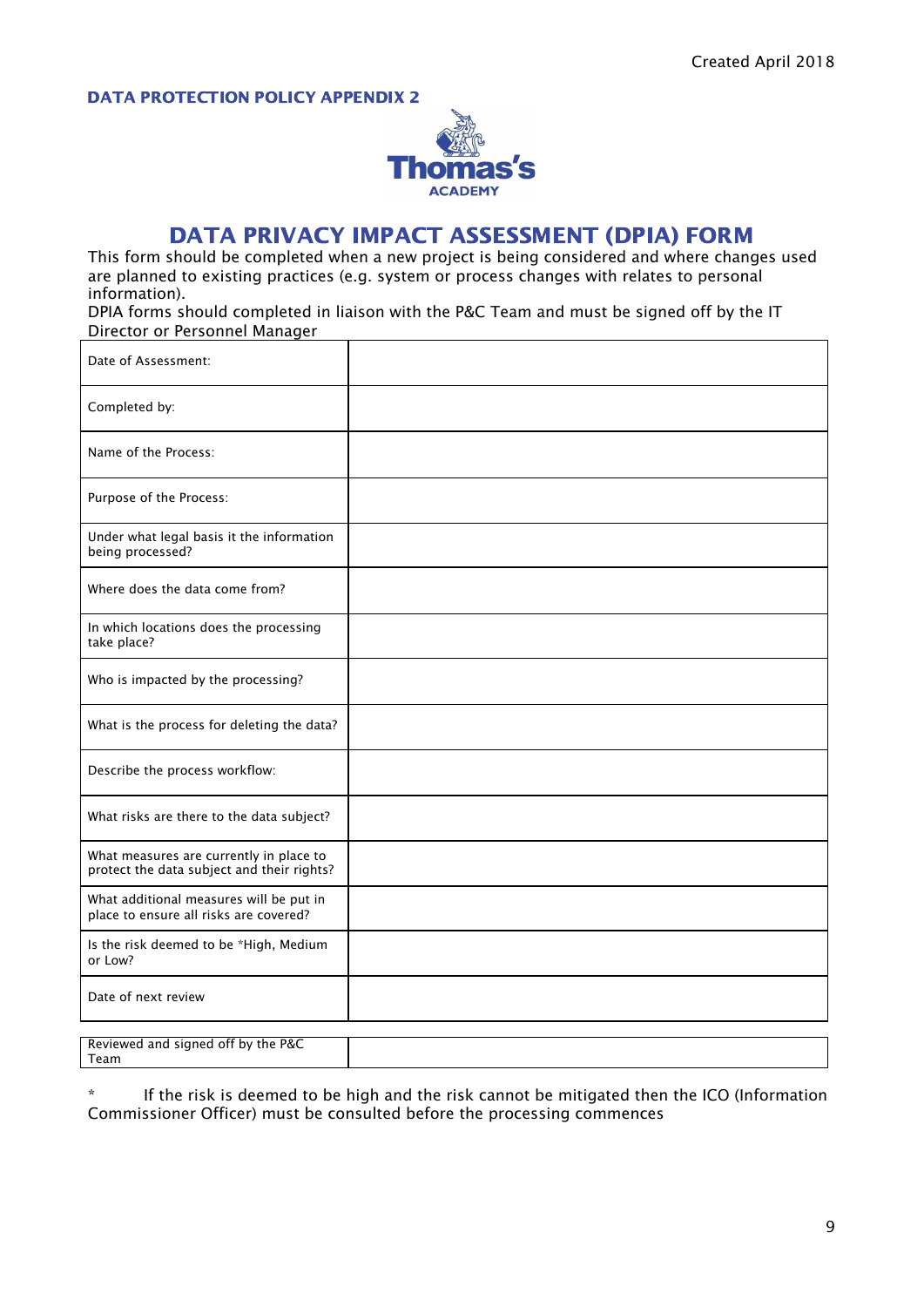Created April 2018

**DATA PROTECTION POLICY APPENDIX 2**

Thomas's ACADEMY

# DATA PRIVACY IMPACT ASSESSMENT (DPIA) FORM

This form should be completed when a new project is being considered and where changes used are planned to existing practices (e.g. system or process changes with relates to personal information).

DPIA forms should completed in liaison with the P&C Team and must be signed off by the IT Director or Personnel Manager

| | |
|---|---|
| Date of Assessment: | |
| Completed by: | |
| Name of the Process: | |
| Purpose of the Process: | |
| Under what legal basis it the information being processed? | |
| Where does the data come from? | |
| In which locations does the processing take place? | |
| Who is impacted by the processing? | |
| What is the process for deleting the data? | |
| Describe the process workflow: | |
| What risks are there to the data subject? | |
| What measures are currently in place to protect the data subject and their rights? | |
| What additional measures will be put in place to ensure all risks are covered? | |
| Is the risk deemed to be *High, Medium or Low? | |
| Date of next review | |

| | |
|---|---|
| Reviewed and signed off by the P&C Team | |

* If the risk is deemed to be high and the risk cannot be mitigated then the ICO (Information Commissioner Officer) must be consulted before the processing commences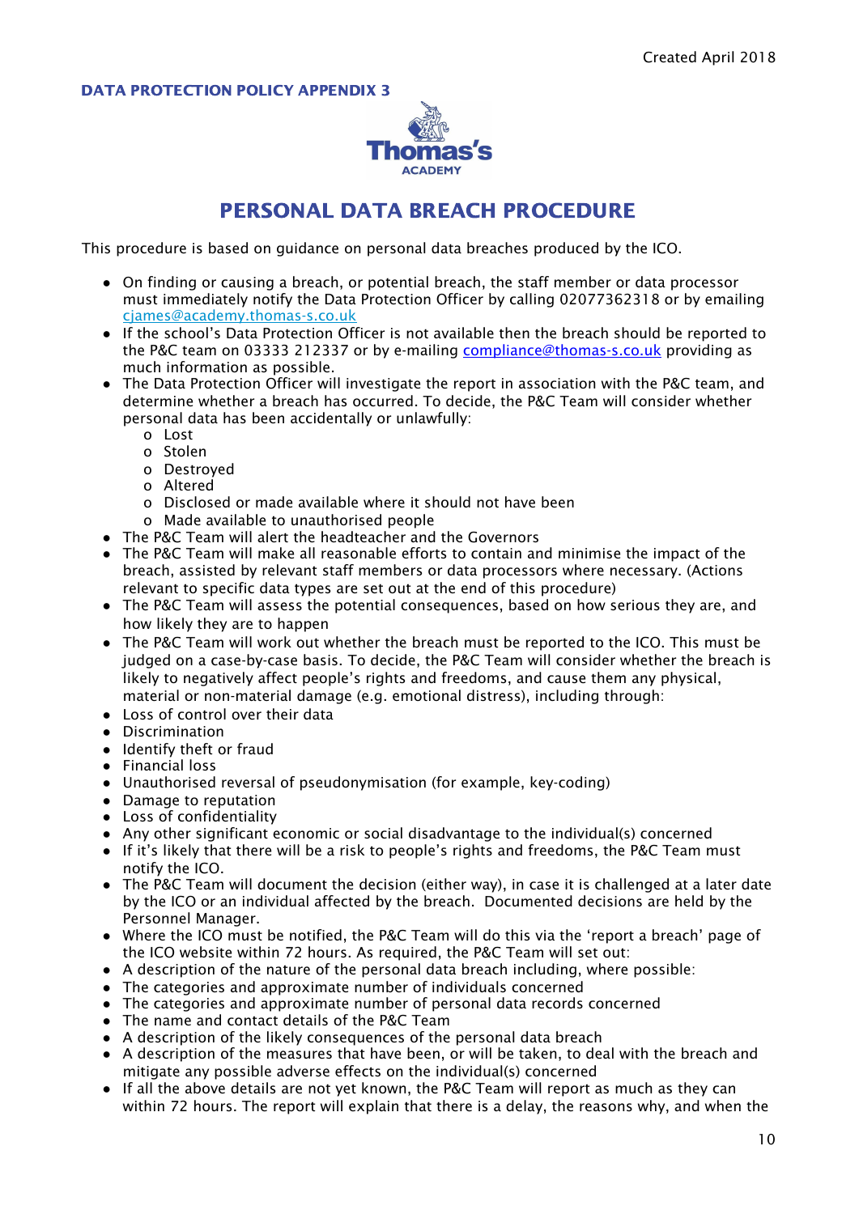Created April 2018

**DATA PROTECTION POLICY APPENDIX 3**

Thomas's ACADEMY

# PERSONAL DATA BREACH PROCEDURE

This procedure is based on guidance on personal data breaches produced by the ICO.

- On finding or causing a breach, or potential breach, the staff member or data processor must immediately notify the Data Protection Officer by calling 02077362318 or by emailing cjames@academy.thomas-s.co.uk
- If the school's Data Protection Officer is not available then the breach should be reported to the P&C team on 03333 212337 or by e-mailing compliance@thomas-s.co.uk providing as much information as possible.
- The Data Protection Officer will investigate the report in association with the P&C team, and determine whether a breach has occurred. To decide, the P&C Team will consider whether personal data has been accidentally or unlawfully:
  - Lost
  - Stolen
  - Destroyed
  - Altered
  - Disclosed or made available where it should not have been
  - Made available to unauthorised people
- The P&C Team will alert the headteacher and the Governors
- The P&C Team will make all reasonable efforts to contain and minimise the impact of the breach, assisted by relevant staff members or data processors where necessary. (Actions relevant to specific data types are set out at the end of this procedure)
- The P&C Team will assess the potential consequences, based on how serious they are, and how likely they are to happen
- The P&C Team will work out whether the breach must be reported to the ICO. This must be judged on a case-by-case basis. To decide, the P&C Team will consider whether the breach is likely to negatively affect people's rights and freedoms, and cause them any physical, material or non-material damage (e.g. emotional distress), including through:
- Loss of control over their data
- Discrimination
- Identify theft or fraud
- Financial loss
- Unauthorised reversal of pseudonymisation (for example, key-coding)
- Damage to reputation
- Loss of confidentiality
- Any other significant economic or social disadvantage to the individual(s) concerned
- If it's likely that there will be a risk to people's rights and freedoms, the P&C Team must notify the ICO.
- The P&C Team will document the decision (either way), in case it is challenged at a later date by the ICO or an individual affected by the breach. Documented decisions are held by the Personnel Manager.
- Where the ICO must be notified, the P&C Team will do this via the 'report a breach' page of the ICO website within 72 hours. As required, the P&C Team will set out:
- A description of the nature of the personal data breach including, where possible:
- The categories and approximate number of individuals concerned
- The categories and approximate number of personal data records concerned
- The name and contact details of the P&C Team
- A description of the likely consequences of the personal data breach
- A description of the measures that have been, or will be taken, to deal with the breach and mitigate any possible adverse effects on the individual(s) concerned
- If all the above details are not yet known, the P&C Team will report as much as they can within 72 hours. The report will explain that there is a delay, the reasons why, and when the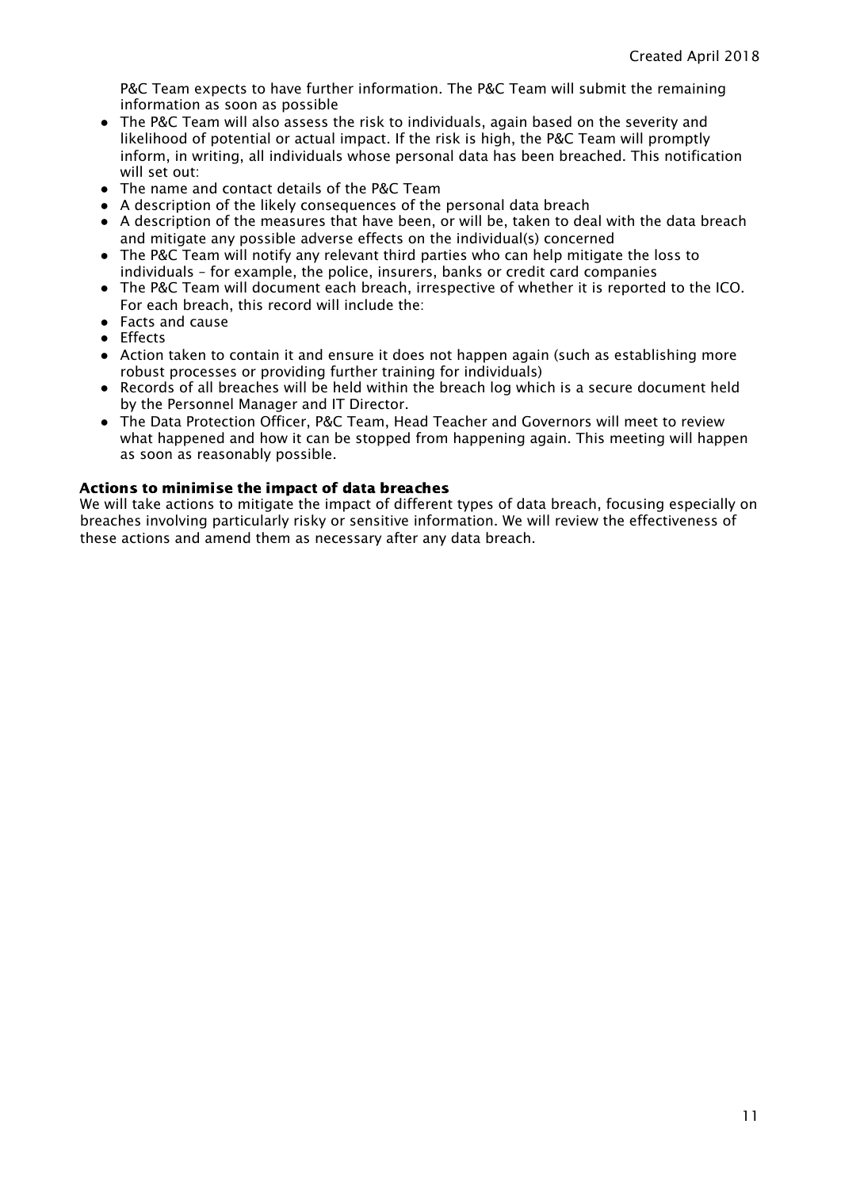P&C Team expects to have further information. The P&C Team will submit the remaining information as soon as possible

- The P&C Team will also assess the risk to individuals, again based on the severity and likelihood of potential or actual impact. If the risk is high, the P&C Team will promptly inform, in writing, all individuals whose personal data has been breached. This notification will set out:
- The name and contact details of the P&C Team
- A description of the likely consequences of the personal data breach
- A description of the measures that have been, or will be, taken to deal with the data breach and mitigate any possible adverse effects on the individual(s) concerned
- The P&C Team will notify any relevant third parties who can help mitigate the loss to individuals – for example, the police, insurers, banks or credit card companies
- The P&C Team will document each breach, irrespective of whether it is reported to the ICO. For each breach, this record will include the:
- Facts and cause
- Effects
- Action taken to contain it and ensure it does not happen again (such as establishing more robust processes or providing further training for individuals)
- Records of all breaches will be held within the breach log which is a secure document held by the Personnel Manager and IT Director.
- The Data Protection Officer, P&C Team, Head Teacher and Governors will meet to review what happened and how it can be stopped from happening again. This meeting will happen as soon as reasonably possible.

**Actions to minimise the impact of data breaches**

We will take actions to mitigate the impact of different types of data breach, focusing especially on breaches involving particularly risky or sensitive information. We will review the effectiveness of these actions and amend them as necessary after any data breach.